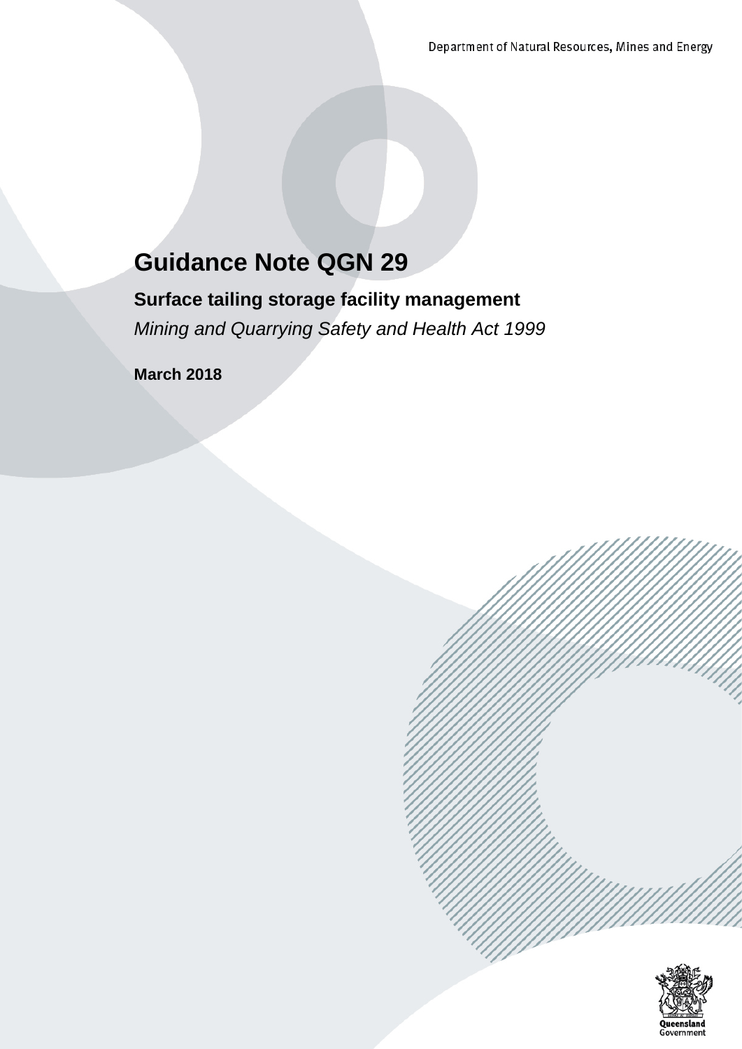Department of Natural Resources, Mines and Energy

# Guidance Note QGN 29

## Surface tailing storage facility management

*Mining and Quarrying Safety and Health Act 1999*

**March 2018**

Queensland Government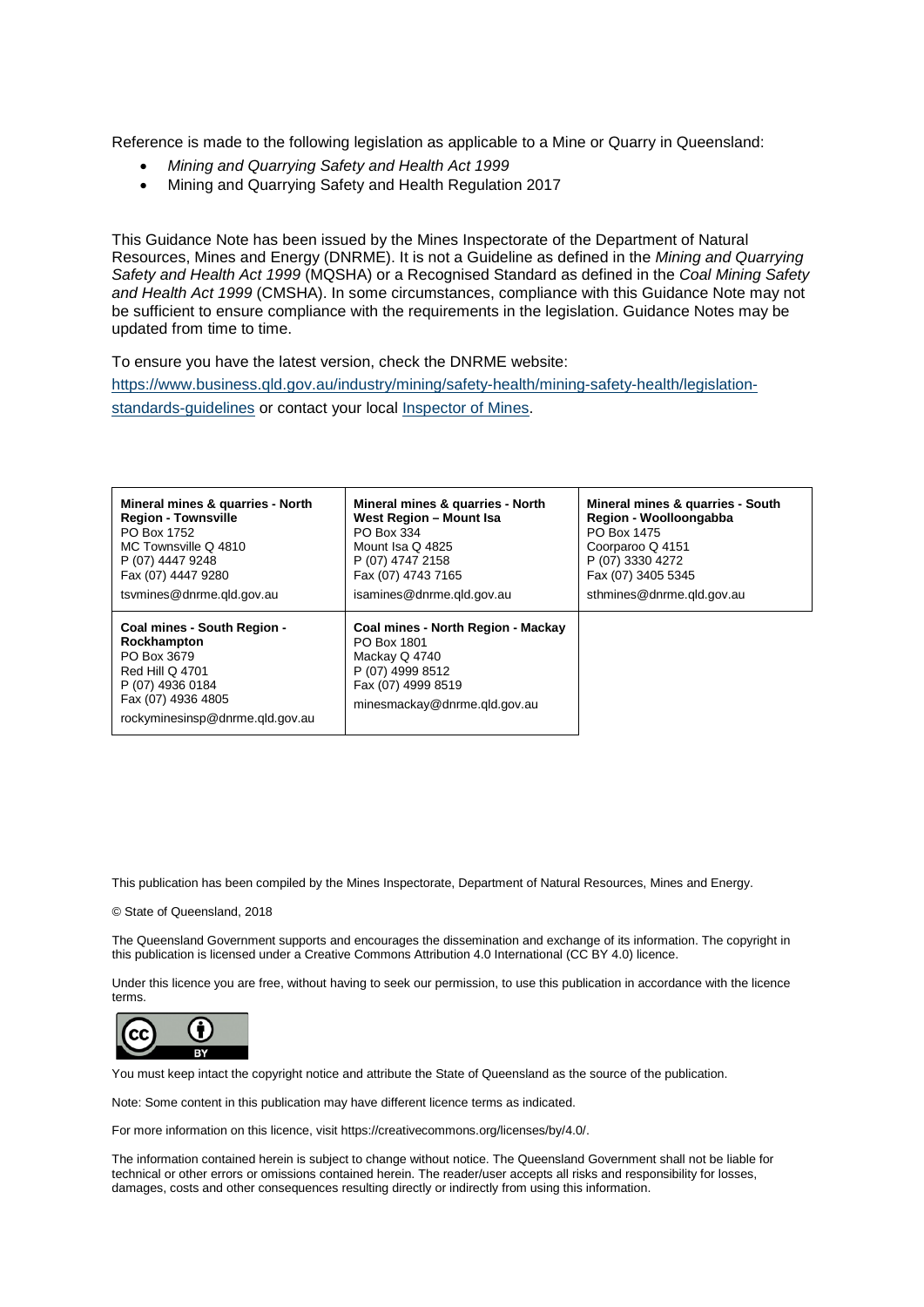Reference is made to the following legislation as applicable to a Mine or Quarry in Queensland:

- *Mining and Quarrying Safety and Health Act 1999*
- Mining and Quarrying Safety and Health Regulation 2017

This Guidance Note has been issued by the Mines Inspectorate of the Department of Natural Resources, Mines and Energy (DNRME). It is not a Guideline as defined in the *Mining and Quarrying Safety and Health Act 1999* (MQSHA) or a Recognised Standard as defined in the *Coal Mining Safety and Health Act 1999* (CMSHA). In some circumstances, compliance with this Guidance Note may not be sufficient to ensure compliance with the requirements in the legislation. Guidance Notes may be updated from time to time.

To ensure you have the latest version, check the DNRME website: [https://www.business.qld.gov.au/industry/mining/safety-health/mining-safety-health/legislation-standards-guidelines](https://www.business.qld.gov.au/industry/mining/safety-health/mining-safety-health/legislation-standards-guidelines) or contact your local Inspector of Mines.

| **Mineral mines & quarries - North Region - Townsville**<br>PO Box 1752<br>MC Townsville Q 4810<br>P (07) 4447 9248<br>Fax (07) 4447 9280<br>tsvmines@dnrme.qld.gov.au | **Mineral mines & quarries - North West Region – Mount Isa**<br>PO Box 334<br>Mount Isa Q 4825<br>P (07) 4747 2158<br>Fax (07) 4743 7165<br>isamines@dnrme.qld.gov.au | **Mineral mines & quarries - South Region - Woolloongabba**<br>PO Box 1475<br>Coorparoo Q 4151<br>P (07) 3330 4272<br>Fax (07) 3405 5345<br>sthmines@dnrme.qld.gov.au |
|---|---|---|
| **Coal mines - South Region - Rockhampton**<br>PO Box 3679<br>Red Hill Q 4701<br>P (07) 4936 0184<br>Fax (07) 4936 4805<br>rockyminesinsp@dnrme.qld.gov.au | **Coal mines - North Region - Mackay**<br>PO Box 1801<br>Mackay Q 4740<br>P (07) 4999 8512<br>Fax (07) 4999 8519<br>minesmackay@dnrme.qld.gov.au | |

This publication has been compiled by the Mines Inspectorate, Department of Natural Resources, Mines and Energy.

© State of Queensland, 2018

The Queensland Government supports and encourages the dissemination and exchange of its information. The copyright in this publication is licensed under a Creative Commons Attribution 4.0 International (CC BY 4.0) licence.

Under this licence you are free, without having to seek our permission, to use this publication in accordance with the licence terms.

You must keep intact the copyright notice and attribute the State of Queensland as the source of the publication.

Note: Some content in this publication may have different licence terms as indicated.

For more information on this licence, visit https://creativecommons.org/licenses/by/4.0/.

The information contained herein is subject to change without notice. The Queensland Government shall not be liable for technical or other errors or omissions contained herein. The reader/user accepts all risks and responsibility for losses, damages, costs and other consequences resulting directly or indirectly from using this information.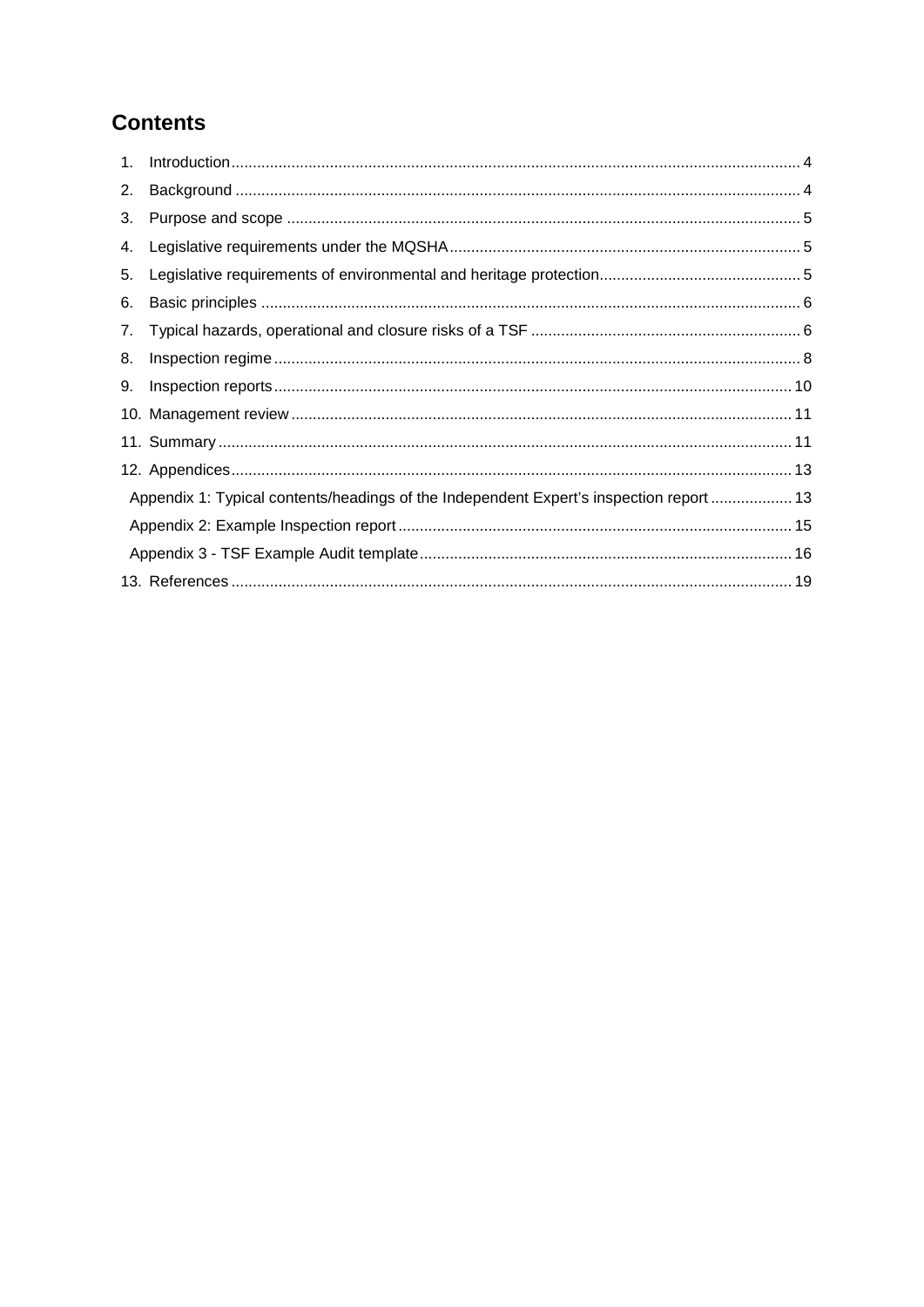# Contents

1. Introduction .... 4
2. Background .... 4
3. Purpose and scope .... 5
4. Legislative requirements under the MQSHA .... 5
5. Legislative requirements of environmental and heritage protection .... 5
6. Basic principles .... 6
7. Typical hazards, operational and closure risks of a TSF .... 6
8. Inspection regime .... 8
9. Inspection reports .... 10
10. Management review .... 11
11. Summary .... 11
12. Appendices .... 13
    - Appendix 1: Typical contents/headings of the Independent Expert's inspection report .... 13
    - Appendix 2: Example Inspection report .... 15
    - Appendix 3 - TSF Example Audit template .... 16
13. References .... 19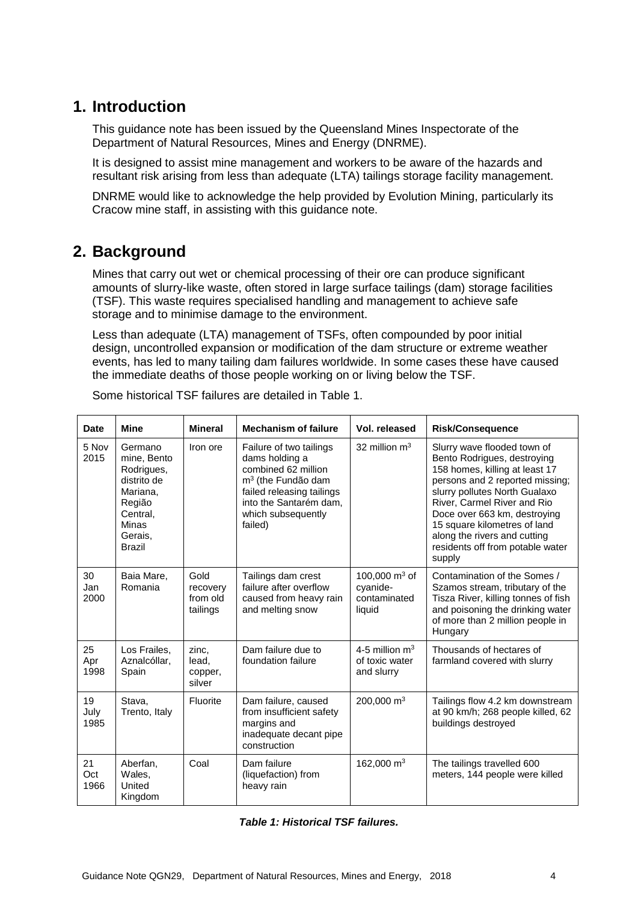## 1. Introduction

This guidance note has been issued by the Queensland Mines Inspectorate of the Department of Natural Resources, Mines and Energy (DNRME).

It is designed to assist mine management and workers to be aware of the hazards and resultant risk arising from less than adequate (LTA) tailings storage facility management.

DNRME would like to acknowledge the help provided by Evolution Mining, particularly its Cracow mine staff, in assisting with this guidance note.

## 2. Background

Mines that carry out wet or chemical processing of their ore can produce significant amounts of slurry-like waste, often stored in large surface tailings (dam) storage facilities (TSF). This waste requires specialised handling and management to achieve safe storage and to minimise damage to the environment.

Less than adequate (LTA) management of TSFs, often compounded by poor initial design, uncontrolled expansion or modification of the dam structure or extreme weather events, has led to many tailing dam failures worldwide. In some cases these have caused the immediate deaths of those people working on or living below the TSF.

Some historical TSF failures are detailed in Table 1.

| Date | Mine | Mineral | Mechanism of failure | Vol. released | Risk/Consequence |
|---|---|---|---|---|---|
| 5 Nov 2015 | Germano mine, Bento Rodrigues, distrito de Mariana, Região Central, Minas Gerais, Brazil | Iron ore | Failure of two tailings dams holding a combined 62 million $m^3$ (the Fundão dam failed releasing tailings into the Santarém dam, which subsequently failed) | 32 million $m^3$ | Slurry wave flooded town of Bento Rodrigues, destroying 158 homes, killing at least 17 persons and 2 reported missing; slurry pollutes North Gualaxo River, Carmel River and Rio Doce over 663 km, destroying 15 square kilometres of land along the rivers and cutting residents off from potable water supply |
| 30 Jan 2000 | Baia Mare, Romania | Gold recovery from old tailings | Tailings dam crest failure after overflow caused from heavy rain and melting snow | 100,000 $m^3$ of cyanide-contaminated liquid | Contamination of the Somes / Szamos stream, tributary of the Tisza River, killing tonnes of fish and poisoning the drinking water of more than 2 million people in Hungary |
| 25 Apr 1998 | Los Frailes, Aznalcóllar, Spain | zinc, lead, copper, silver | Dam failure due to foundation failure | 4-5 million $m^3$ of toxic water and slurry | Thousands of hectares of farmland covered with slurry |
| 19 July 1985 | Stava, Trento, Italy | Fluorite | Dam failure, caused from insufficient safety margins and inadequate decant pipe construction | 200,000 $m^3$ | Tailings flow 4.2 km downstream at 90 km/h; 268 people killed, 62 buildings destroyed |
| 21 Oct 1966 | Aberfan, Wales, United Kingdom | Coal | Dam failure (liquefaction) from heavy rain | 162,000 $m^3$ | The tailings travelled 600 meters, 144 people were killed |

***Table 1: Historical TSF failures.***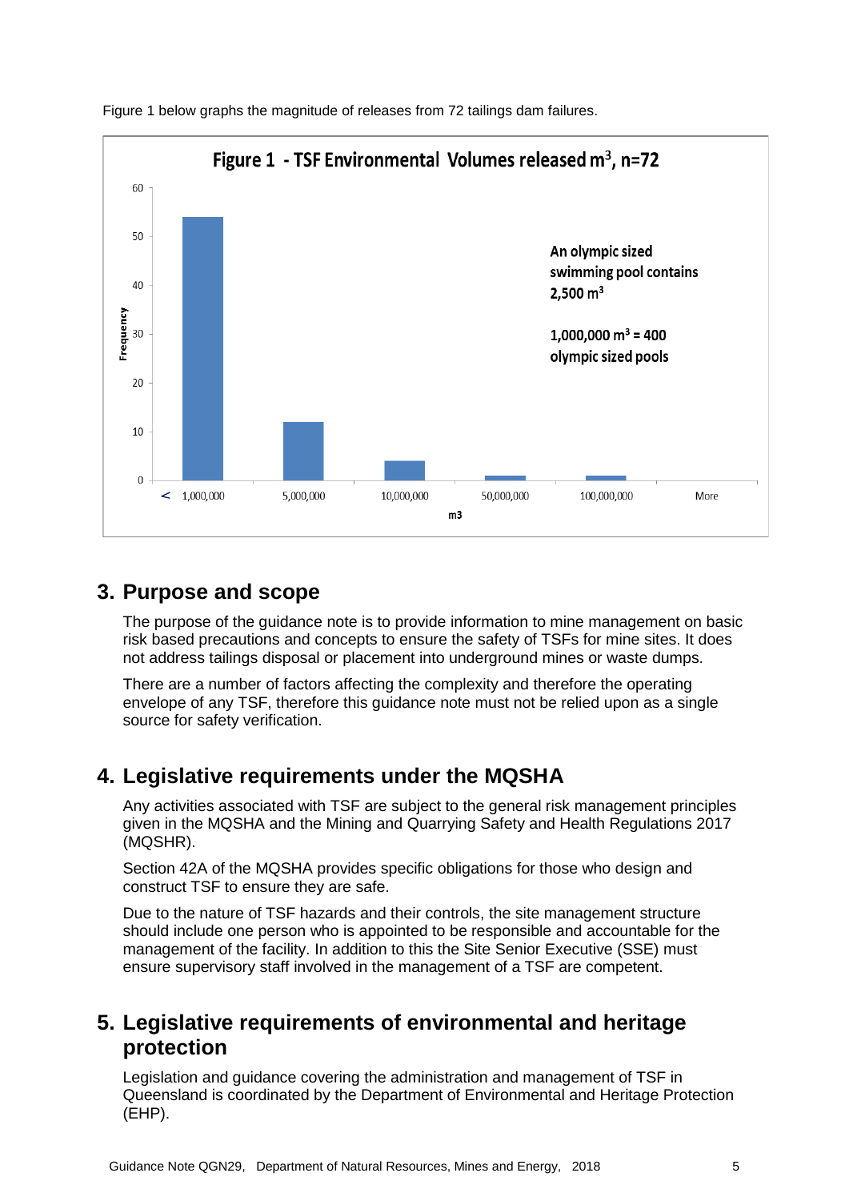Figure 1 below graphs the magnitude of releases from 72 tailings dam failures.

**Figure 1 - TSF Environmental Volumes released m$^3$, n=72**

An olympic sized swimming pool contains 2,500 m$^3$

1,000,000 m$^3$ = 400 olympic sized pools

## 3. Purpose and scope

The purpose of the guidance note is to provide information to mine management on basic risk based precautions and concepts to ensure the safety of TSFs for mine sites. It does not address tailings disposal or placement into underground mines or waste dumps.

There are a number of factors affecting the complexity and therefore the operating envelope of any TSF, therefore this guidance note must not be relied upon as a single source for safety verification.

## 4. Legislative requirements under the MQSHA

Any activities associated with TSF are subject to the general risk management principles given in the MQSHA and the Mining and Quarrying Safety and Health Regulations 2017 (MQSHR).

Section 42A of the MQSHA provides specific obligations for those who design and construct TSF to ensure they are safe.

Due to the nature of TSF hazards and their controls, the site management structure should include one person who is appointed to be responsible and accountable for the management of the facility. In addition to this the Site Senior Executive (SSE) must ensure supervisory staff involved in the management of a TSF are competent.

## 5. Legislative requirements of environmental and heritage protection

Legislation and guidance covering the administration and management of TSF in Queensland is coordinated by the Department of Environmental and Heritage Protection (EHP).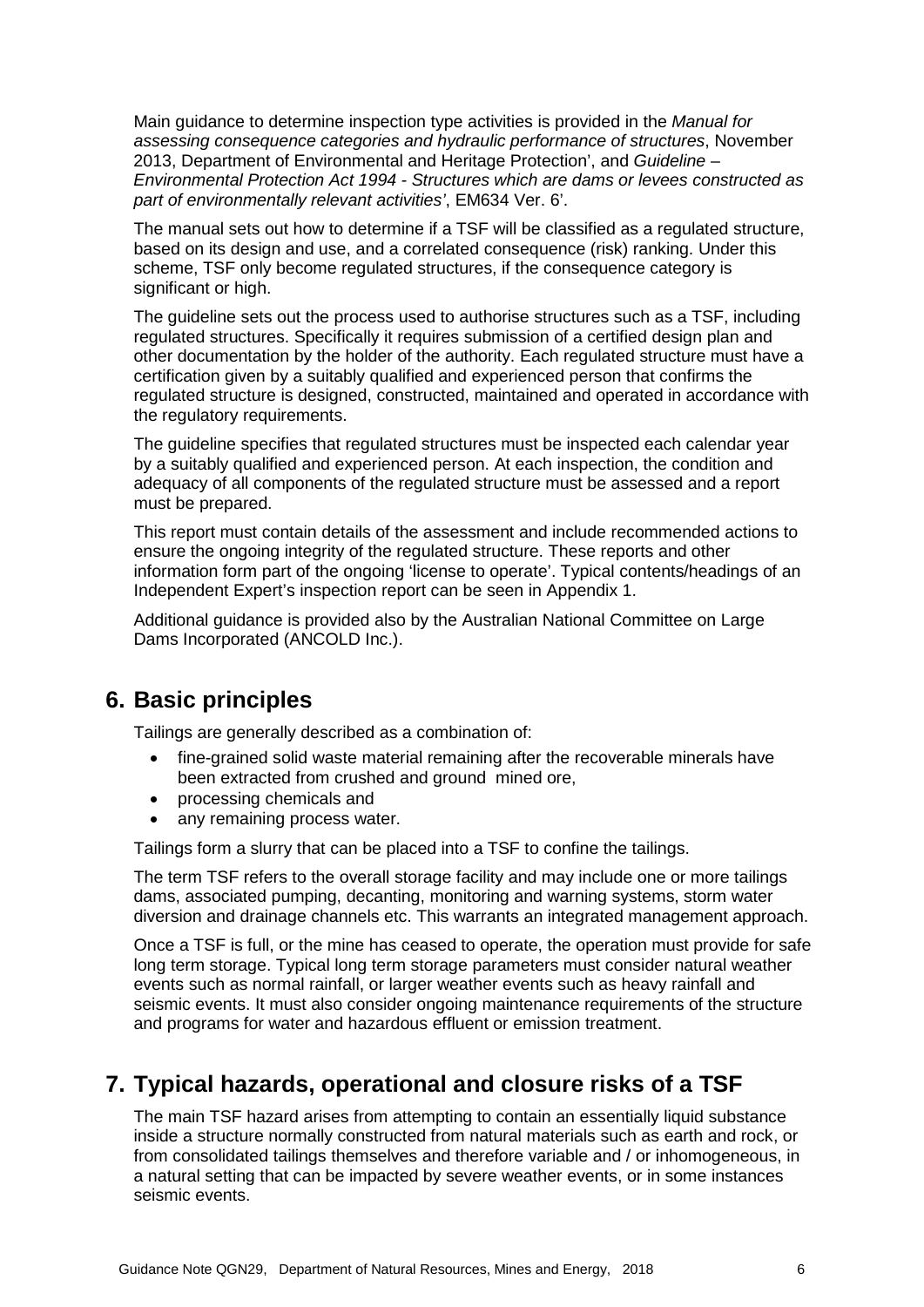Main guidance to determine inspection type activities is provided in the *Manual for assessing consequence categories and hydraulic performance of structures*, November 2013, Department of Environmental and Heritage Protection', and *Guideline – Environmental Protection Act 1994 - Structures which are dams or levees constructed as part of environmentally relevant activities'*, EM634 Ver. 6'.

The manual sets out how to determine if a TSF will be classified as a regulated structure, based on its design and use, and a correlated consequence (risk) ranking. Under this scheme, TSF only become regulated structures, if the consequence category is significant or high.

The guideline sets out the process used to authorise structures such as a TSF, including regulated structures. Specifically it requires submission of a certified design plan and other documentation by the holder of the authority. Each regulated structure must have a certification given by a suitably qualified and experienced person that confirms the regulated structure is designed, constructed, maintained and operated in accordance with the regulatory requirements.

The guideline specifies that regulated structures must be inspected each calendar year by a suitably qualified and experienced person. At each inspection, the condition and adequacy of all components of the regulated structure must be assessed and a report must be prepared.

This report must contain details of the assessment and include recommended actions to ensure the ongoing integrity of the regulated structure. These reports and other information form part of the ongoing 'license to operate'. Typical contents/headings of an Independent Expert's inspection report can be seen in Appendix 1.

Additional guidance is provided also by the Australian National Committee on Large Dams Incorporated (ANCOLD Inc.).

# 6. Basic principles

Tailings are generally described as a combination of:

- fine-grained solid waste material remaining after the recoverable minerals have been extracted from crushed and ground mined ore,
- processing chemicals and
- any remaining process water.

Tailings form a slurry that can be placed into a TSF to confine the tailings.

The term TSF refers to the overall storage facility and may include one or more tailings dams, associated pumping, decanting, monitoring and warning systems, storm water diversion and drainage channels etc. This warrants an integrated management approach.

Once a TSF is full, or the mine has ceased to operate, the operation must provide for safe long term storage. Typical long term storage parameters must consider natural weather events such as normal rainfall, or larger weather events such as heavy rainfall and seismic events. It must also consider ongoing maintenance requirements of the structure and programs for water and hazardous effluent or emission treatment.

# 7. Typical hazards, operational and closure risks of a TSF

The main TSF hazard arises from attempting to contain an essentially liquid substance inside a structure normally constructed from natural materials such as earth and rock, or from consolidated tailings themselves and therefore variable and / or inhomogeneous, in a natural setting that can be impacted by severe weather events, or in some instances seismic events.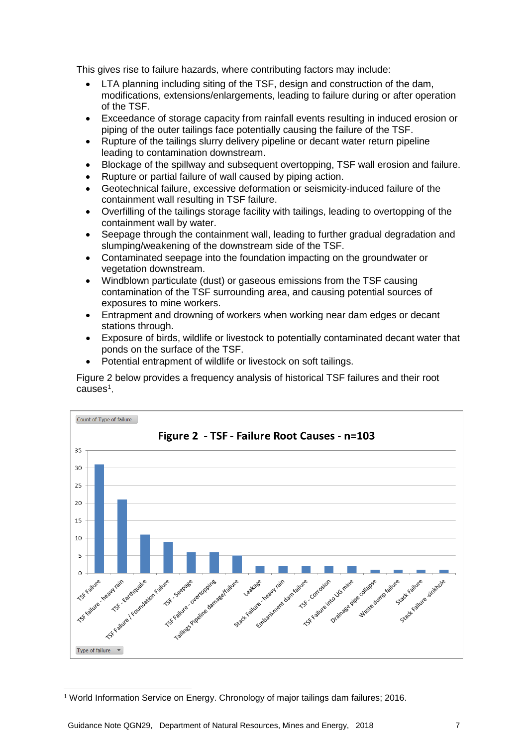This gives rise to failure hazards, where contributing factors may include:

- LTA planning including siting of the TSF, design and construction of the dam, modifications, extensions/enlargements, leading to failure during or after operation of the TSF.
- Exceedance of storage capacity from rainfall events resulting in induced erosion or piping of the outer tailings face potentially causing the failure of the TSF.
- Rupture of the tailings slurry delivery pipeline or decant water return pipeline leading to contamination downstream.
- Blockage of the spillway and subsequent overtopping, TSF wall erosion and failure.
- Rupture or partial failure of wall caused by piping action.
- Geotechnical failure, excessive deformation or seismicity-induced failure of the containment wall resulting in TSF failure.
- Overfilling of the tailings storage facility with tailings, leading to overtopping of the containment wall by water.
- Seepage through the containment wall, leading to further gradual degradation and slumping/weakening of the downstream side of the TSF.
- Contaminated seepage into the foundation impacting on the groundwater or vegetation downstream.
- Windblown particulate (dust) or gaseous emissions from the TSF causing contamination of the TSF surrounding area, and causing potential sources of exposures to mine workers.
- Entrapment and drowning of workers when working near dam edges or decant stations through.
- Exposure of birds, wildlife or livestock to potentially contaminated decant water that ponds on the surface of the TSF.
- Potential entrapment of wildlife or livestock on soft tailings.

Figure 2 below provides a frequency analysis of historical TSF failures and their root causes[1].

**Figure 2 - TSF - Failure Root Causes - n=103**

| Type of failure | Count of Type of failure |
|---|---|
| TSF Failure | 31 |
| TSF failure - heavy rain | 21 |
| TSF - Earthquake | 11 |
| TSF Failure / Foundation Failure | 9 |
| TSF - Seepage | 6 |
| TSF Failure - overtopping | 6 |
| Tailings Pipeline damage/failure | 5 |
| Leakage | 2 |
| Stack Failure - heavy rain | 2 |
| Embankment dam failure | 2 |
| TSF - Corrosion | 2 |
| TSF Failure into UG mine | 2 |
| Drainage pipe collapse | 1 |
| Waste dump failure | 1 |
| Stack Failure | 1 |
| Stack Failure -sinkhole | 1 |

[1] World Information Service on Energy. Chronology of major tailings dam failures; 2016.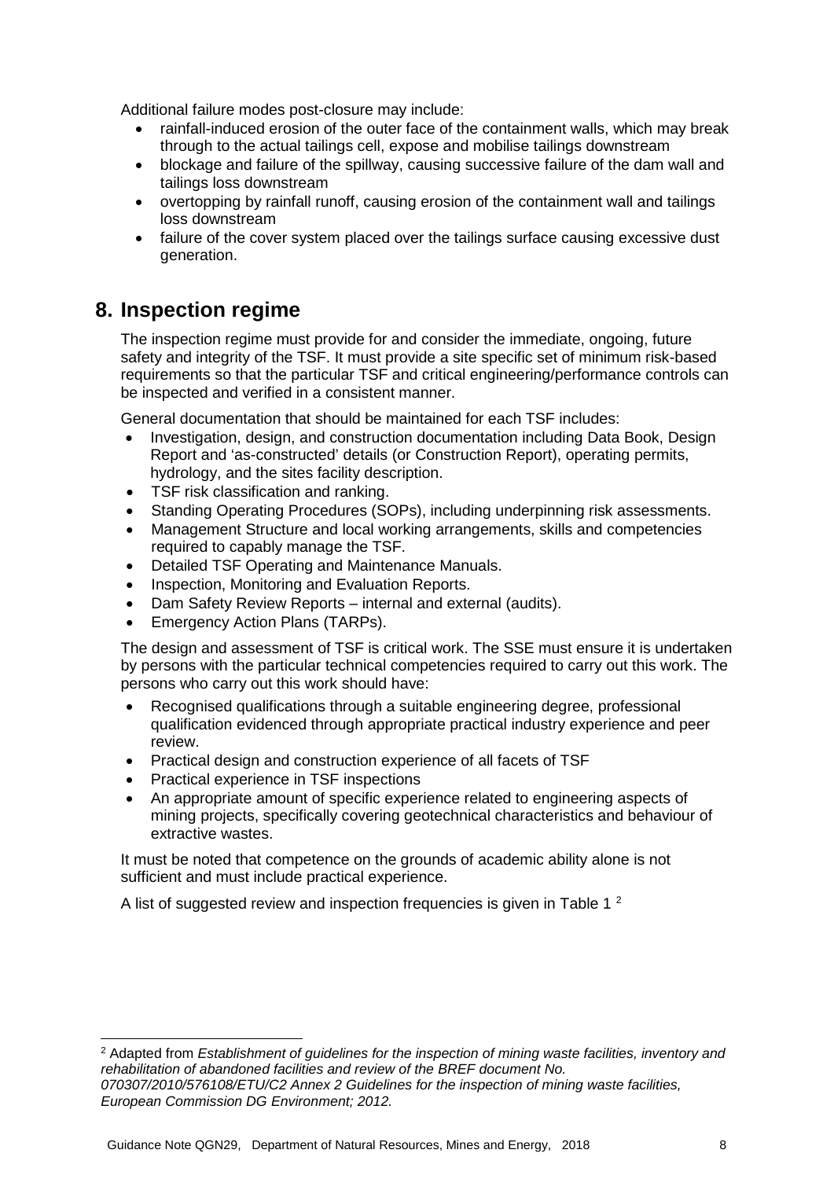Additional failure modes post-closure may include:

- rainfall-induced erosion of the outer face of the containment walls, which may break through to the actual tailings cell, expose and mobilise tailings downstream
- blockage and failure of the spillway, causing successive failure of the dam wall and tailings loss downstream
- overtopping by rainfall runoff, causing erosion of the containment wall and tailings loss downstream
- failure of the cover system placed over the tailings surface causing excessive dust generation.

## 8. Inspection regime

The inspection regime must provide for and consider the immediate, ongoing, future safety and integrity of the TSF. It must provide a site specific set of minimum risk-based requirements so that the particular TSF and critical engineering/performance controls can be inspected and verified in a consistent manner.

General documentation that should be maintained for each TSF includes:

- Investigation, design, and construction documentation including Data Book, Design Report and 'as-constructed' details (or Construction Report), operating permits, hydrology, and the sites facility description.
- TSF risk classification and ranking.
- Standing Operating Procedures (SOPs), including underpinning risk assessments.
- Management Structure and local working arrangements, skills and competencies required to capably manage the TSF.
- Detailed TSF Operating and Maintenance Manuals.
- Inspection, Monitoring and Evaluation Reports.
- Dam Safety Review Reports – internal and external (audits).
- Emergency Action Plans (TARPs).

The design and assessment of TSF is critical work. The SSE must ensure it is undertaken by persons with the particular technical competencies required to carry out this work. The persons who carry out this work should have:

- Recognised qualifications through a suitable engineering degree, professional qualification evidenced through appropriate practical industry experience and peer review.
- Practical design and construction experience of all facets of TSF
- Practical experience in TSF inspections
- An appropriate amount of specific experience related to engineering aspects of mining projects, specifically covering geotechnical characteristics and behaviour of extractive wastes.

It must be noted that competence on the grounds of academic ability alone is not sufficient and must include practical experience.

A list of suggested review and inspection frequencies is given in Table 1 [2]

---

[2] Adapted from *Establishment of guidelines for the inspection of mining waste facilities, inventory and rehabilitation of abandoned facilities and review of the BREF document No. 070307/2010/576108/ETU/C2 Annex 2 Guidelines for the inspection of mining waste facilities, European Commission DG Environment; 2012.*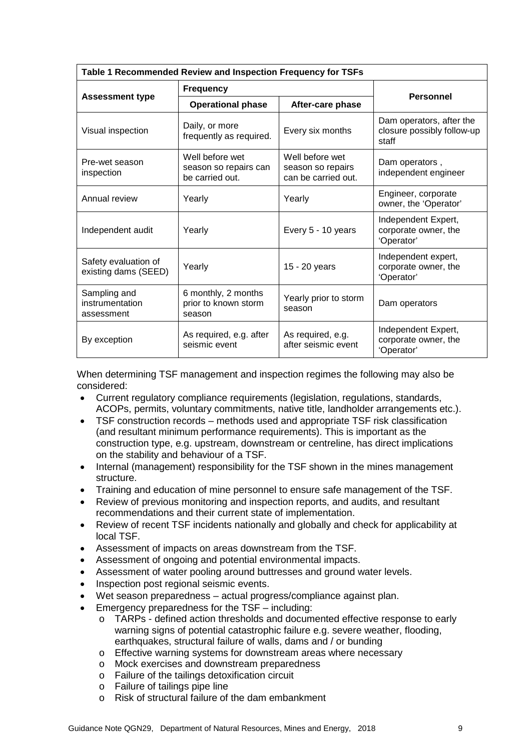| Table 1 Recommended Review and Inspection Frequency for TSFs | | | |
|---|---|---|---|
| **Assessment type** | **Frequency** | | **Personnel** |
| | **Operational phase** | **After-care phase** | |
| Visual inspection | Daily, or more frequently as required. | Every six months | Dam operators, after the closure possibly follow-up staff |
| Pre-wet season inspection | Well before wet season so repairs can be carried out. | Well before wet season so repairs can be carried out. | Dam operators , independent engineer |
| Annual review | Yearly | Yearly | Engineer, corporate owner, the 'Operator' |
| Independent audit | Yearly | Every 5 - 10 years | Independent Expert, corporate owner, the 'Operator' |
| Safety evaluation of existing dams (SEED) | Yearly | 15 - 20 years | Independent expert, corporate owner, the 'Operator' |
| Sampling and instrumentation assessment | 6 monthly, 2 months prior to known storm season | Yearly prior to storm season | Dam operators |
| By exception | As required, e.g. after seismic event | As required, e.g. after seismic event | Independent Expert, corporate owner, the 'Operator' |

When determining TSF management and inspection regimes the following may also be considered:

- Current regulatory compliance requirements (legislation, regulations, standards, ACOPs, permits, voluntary commitments, native title, landholder arrangements etc.).
- TSF construction records – methods used and appropriate TSF risk classification (and resultant minimum performance requirements). This is important as the construction type, e.g. upstream, downstream or centreline, has direct implications on the stability and behaviour of a TSF.
- Internal (management) responsibility for the TSF shown in the mines management structure.
- Training and education of mine personnel to ensure safe management of the TSF.
- Review of previous monitoring and inspection reports, and audits, and resultant recommendations and their current state of implementation.
- Review of recent TSF incidents nationally and globally and check for applicability at local TSF.
- Assessment of impacts on areas downstream from the TSF.
- Assessment of ongoing and potential environmental impacts.
- Assessment of water pooling around buttresses and ground water levels.
- Inspection post regional seismic events.
- Wet season preparedness – actual progress/compliance against plan.
- Emergency preparedness for the TSF – including:
  - TARPs - defined action thresholds and documented effective response to early warning signs of potential catastrophic failure e.g. severe weather, flooding, earthquakes, structural failure of walls, dams and / or bunding
  - Effective warning systems for downstream areas where necessary
  - Mock exercises and downstream preparedness
  - Failure of the tailings detoxification circuit
  - Failure of tailings pipe line
  - Risk of structural failure of the dam embankment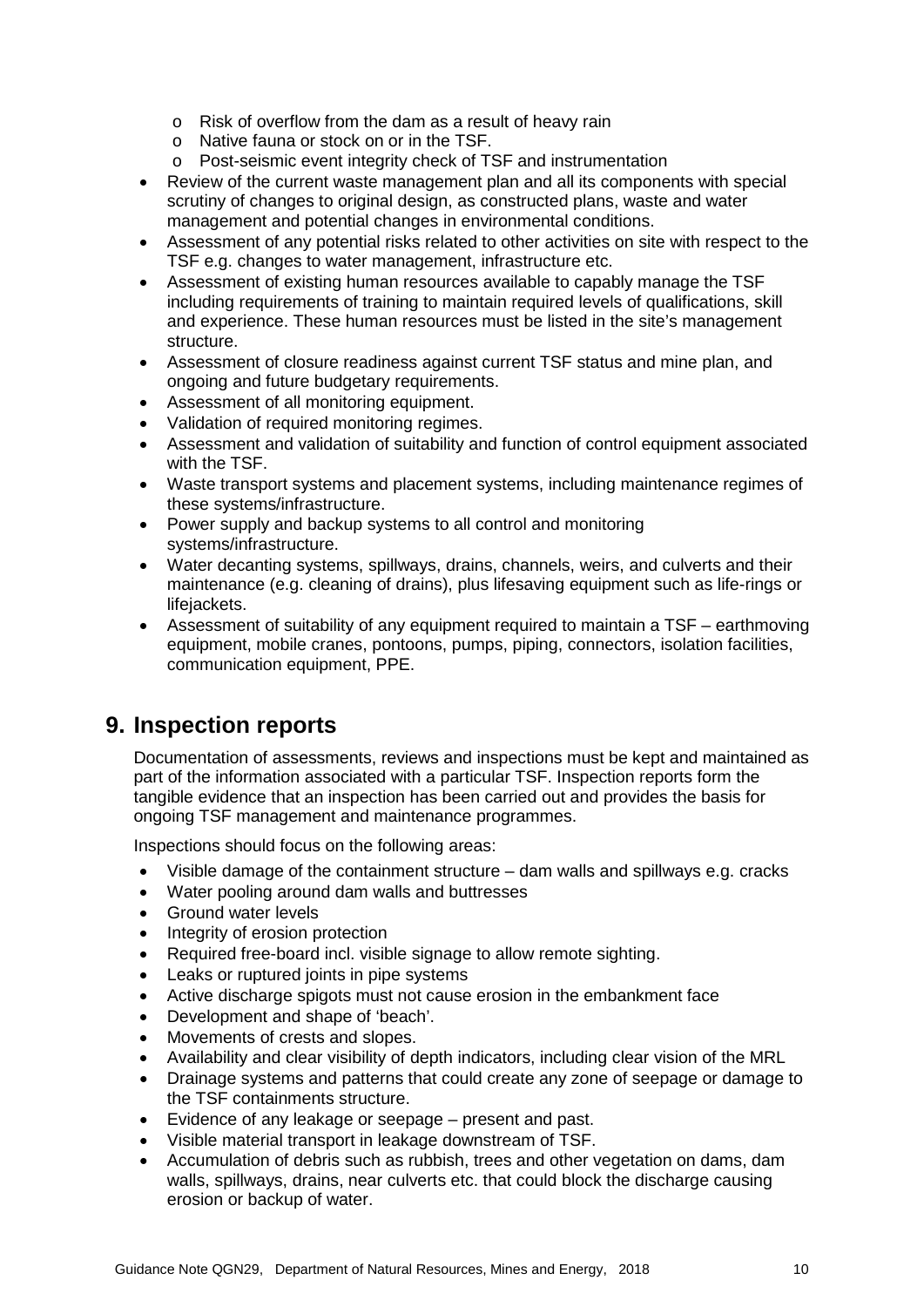- Risk of overflow from the dam as a result of heavy rain
  - Native fauna or stock on or in the TSF.
  - Post-seismic event integrity check of TSF and instrumentation
- Review of the current waste management plan and all its components with special scrutiny of changes to original design, as constructed plans, waste and water management and potential changes in environmental conditions.
- Assessment of any potential risks related to other activities on site with respect to the TSF e.g. changes to water management, infrastructure etc.
- Assessment of existing human resources available to capably manage the TSF including requirements of training to maintain required levels of qualifications, skill and experience. These human resources must be listed in the site's management structure.
- Assessment of closure readiness against current TSF status and mine plan, and ongoing and future budgetary requirements.
- Assessment of all monitoring equipment.
- Validation of required monitoring regimes.
- Assessment and validation of suitability and function of control equipment associated with the TSF.
- Waste transport systems and placement systems, including maintenance regimes of these systems/infrastructure.
- Power supply and backup systems to all control and monitoring systems/infrastructure.
- Water decanting systems, spillways, drains, channels, weirs, and culverts and their maintenance (e.g. cleaning of drains), plus lifesaving equipment such as life-rings or lifejackets.
- Assessment of suitability of any equipment required to maintain a TSF – earthmoving equipment, mobile cranes, pontoons, pumps, piping, connectors, isolation facilities, communication equipment, PPE.

# 9. Inspection reports

Documentation of assessments, reviews and inspections must be kept and maintained as part of the information associated with a particular TSF. Inspection reports form the tangible evidence that an inspection has been carried out and provides the basis for ongoing TSF management and maintenance programmes.

Inspections should focus on the following areas:

- Visible damage of the containment structure – dam walls and spillways e.g. cracks
- Water pooling around dam walls and buttresses
- Ground water levels
- Integrity of erosion protection
- Required free-board incl. visible signage to allow remote sighting.
- Leaks or ruptured joints in pipe systems
- Active discharge spigots must not cause erosion in the embankment face
- Development and shape of 'beach'.
- Movements of crests and slopes.
- Availability and clear visibility of depth indicators, including clear vision of the MRL
- Drainage systems and patterns that could create any zone of seepage or damage to the TSF containments structure.
- Evidence of any leakage or seepage – present and past.
- Visible material transport in leakage downstream of TSF.
- Accumulation of debris such as rubbish, trees and other vegetation on dams, dam walls, spillways, drains, near culverts etc. that could block the discharge causing erosion or backup of water.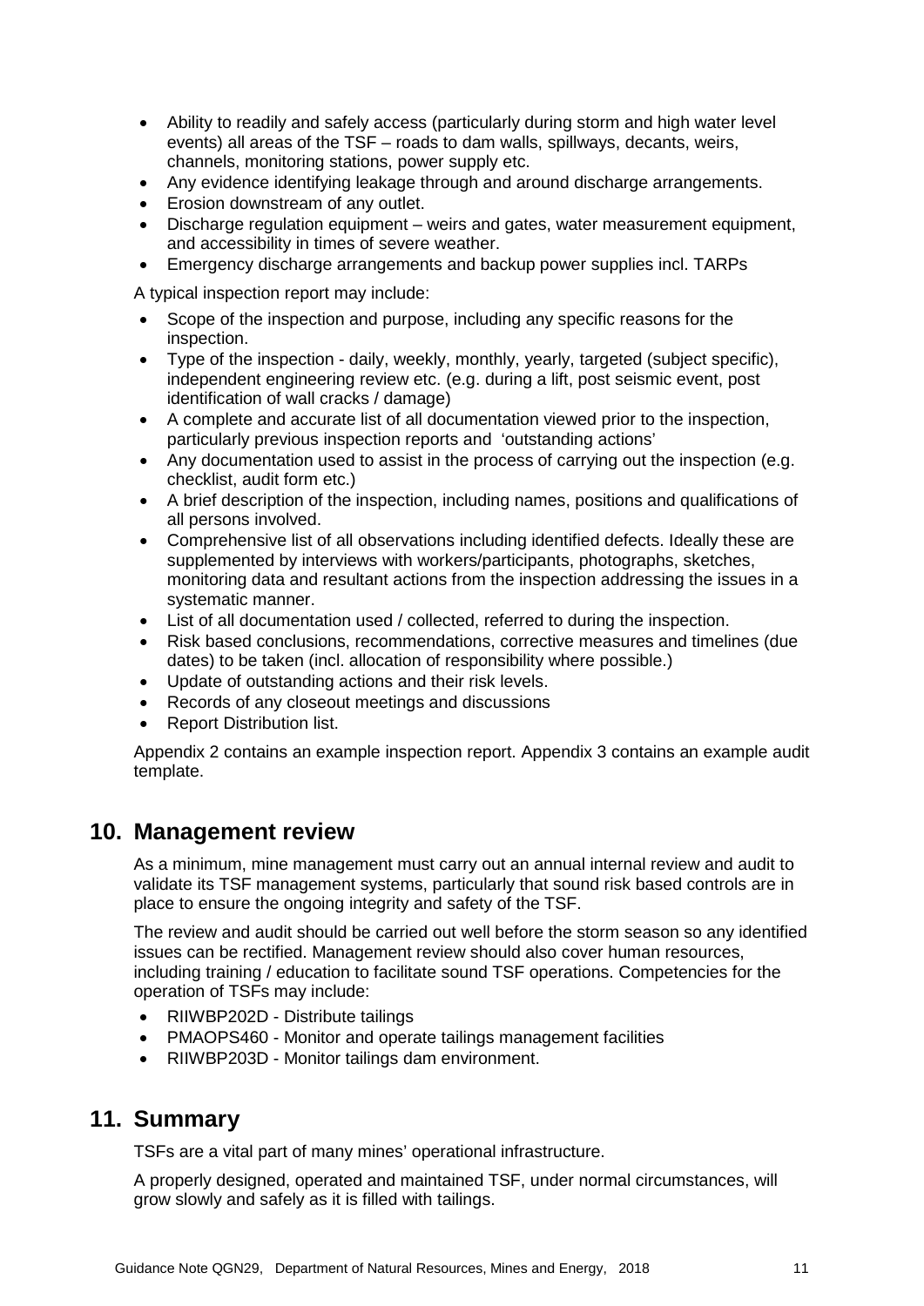- Ability to readily and safely access (particularly during storm and high water level events) all areas of the TSF – roads to dam walls, spillways, decants, weirs, channels, monitoring stations, power supply etc.
- Any evidence identifying leakage through and around discharge arrangements.
- Erosion downstream of any outlet.
- Discharge regulation equipment – weirs and gates, water measurement equipment, and accessibility in times of severe weather.
- Emergency discharge arrangements and backup power supplies incl. TARPs

A typical inspection report may include:

- Scope of the inspection and purpose, including any specific reasons for the inspection.
- Type of the inspection - daily, weekly, monthly, yearly, targeted (subject specific), independent engineering review etc. (e.g. during a lift, post seismic event, post identification of wall cracks / damage)
- A complete and accurate list of all documentation viewed prior to the inspection, particularly previous inspection reports and 'outstanding actions'
- Any documentation used to assist in the process of carrying out the inspection (e.g. checklist, audit form etc.)
- A brief description of the inspection, including names, positions and qualifications of all persons involved.
- Comprehensive list of all observations including identified defects. Ideally these are supplemented by interviews with workers/participants, photographs, sketches, monitoring data and resultant actions from the inspection addressing the issues in a systematic manner.
- List of all documentation used / collected, referred to during the inspection.
- Risk based conclusions, recommendations, corrective measures and timelines (due dates) to be taken (incl. allocation of responsibility where possible.)
- Update of outstanding actions and their risk levels.
- Records of any closeout meetings and discussions
- Report Distribution list.

Appendix 2 contains an example inspection report. Appendix 3 contains an example audit template.

## 10. Management review

As a minimum, mine management must carry out an annual internal review and audit to validate its TSF management systems, particularly that sound risk based controls are in place to ensure the ongoing integrity and safety of the TSF.

The review and audit should be carried out well before the storm season so any identified issues can be rectified. Management review should also cover human resources, including training / education to facilitate sound TSF operations. Competencies for the operation of TSFs may include:

- RIIWBP202D - Distribute tailings
- PMAOPS460 - Monitor and operate tailings management facilities
- RIIWBP203D - Monitor tailings dam environment.

## 11. Summary

TSFs are a vital part of many mines' operational infrastructure.

A properly designed, operated and maintained TSF, under normal circumstances, will grow slowly and safely as it is filled with tailings.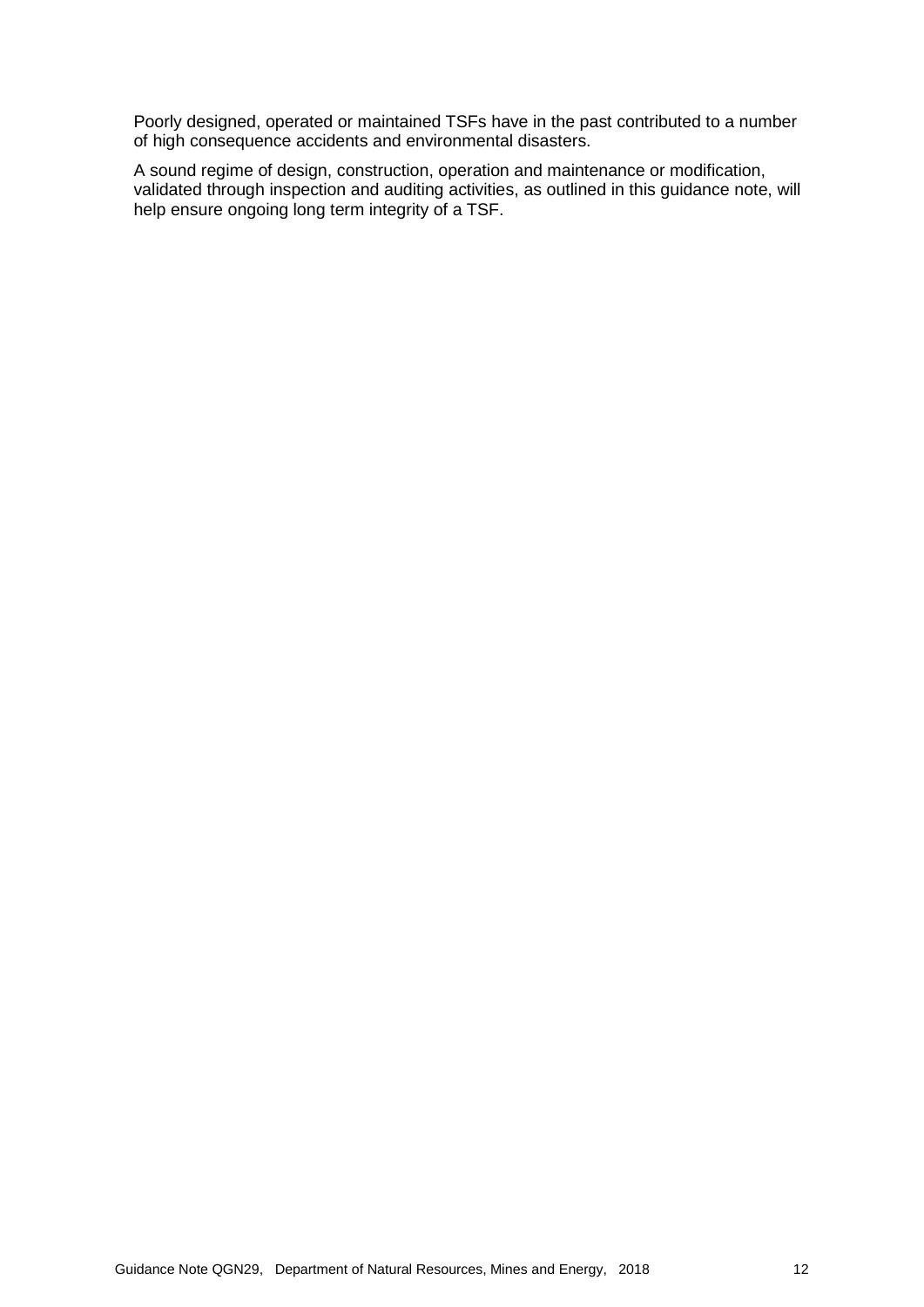Poorly designed, operated or maintained TSFs have in the past contributed to a number of high consequence accidents and environmental disasters.

A sound regime of design, construction, operation and maintenance or modification, validated through inspection and auditing activities, as outlined in this guidance note, will help ensure ongoing long term integrity of a TSF.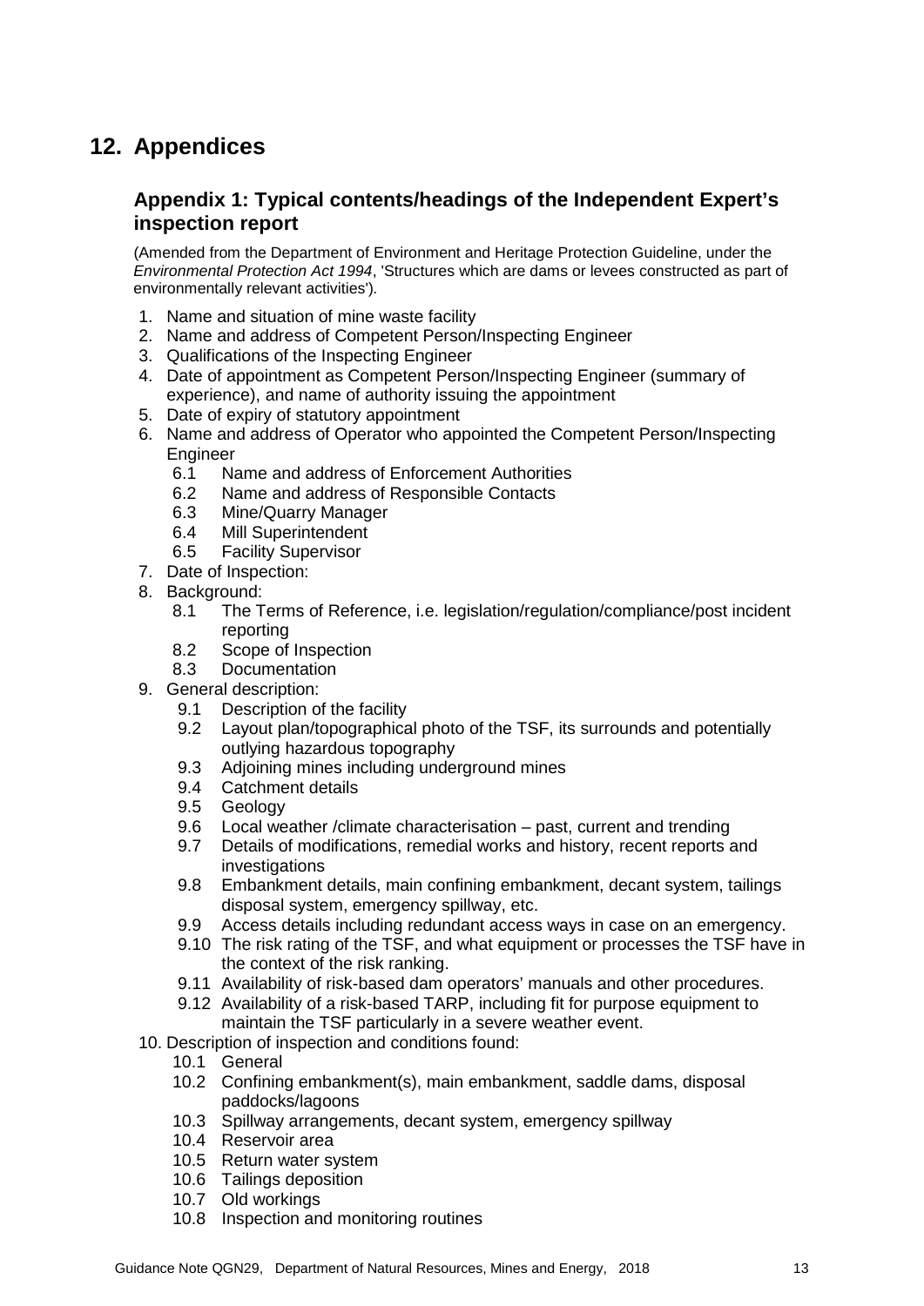# 12. Appendices

## Appendix 1: Typical contents/headings of the Independent Expert's inspection report

(Amended from the Department of Environment and Heritage Protection Guideline, under the *Environmental Protection Act 1994*, 'Structures which are dams or levees constructed as part of environmentally relevant activities').

1. Name and situation of mine waste facility
2. Name and address of Competent Person/Inspecting Engineer
3. Qualifications of the Inspecting Engineer
4. Date of appointment as Competent Person/Inspecting Engineer (summary of experience), and name of authority issuing the appointment
5. Date of expiry of statutory appointment
6. Name and address of Operator who appointed the Competent Person/Inspecting Engineer
   - 6.1 Name and address of Enforcement Authorities
   - 6.2 Name and address of Responsible Contacts
   - 6.3 Mine/Quarry Manager
   - 6.4 Mill Superintendent
   - 6.5 Facility Supervisor
7. Date of Inspection:
8. Background:
   - 8.1 The Terms of Reference, i.e. legislation/regulation/compliance/post incident reporting
   - 8.2 Scope of Inspection
   - 8.3 Documentation
9. General description:
   - 9.1 Description of the facility
   - 9.2 Layout plan/topographical photo of the TSF, its surrounds and potentially outlying hazardous topography
   - 9.3 Adjoining mines including underground mines
   - 9.4 Catchment details
   - 9.5 Geology
   - 9.6 Local weather /climate characterisation – past, current and trending
   - 9.7 Details of modifications, remedial works and history, recent reports and investigations
   - 9.8 Embankment details, main confining embankment, decant system, tailings disposal system, emergency spillway, etc.
   - 9.9 Access details including redundant access ways in case on an emergency.
   - 9.10 The risk rating of the TSF, and what equipment or processes the TSF have in the context of the risk ranking.
   - 9.11 Availability of risk-based dam operators' manuals and other procedures.
   - 9.12 Availability of a risk-based TARP, including fit for purpose equipment to maintain the TSF particularly in a severe weather event.
10. Description of inspection and conditions found:
    - 10.1 General
    - 10.2 Confining embankment(s), main embankment, saddle dams, disposal paddocks/lagoons
    - 10.3 Spillway arrangements, decant system, emergency spillway
    - 10.4 Reservoir area
    - 10.5 Return water system
    - 10.6 Tailings deposition
    - 10.7 Old workings
    - 10.8 Inspection and monitoring routines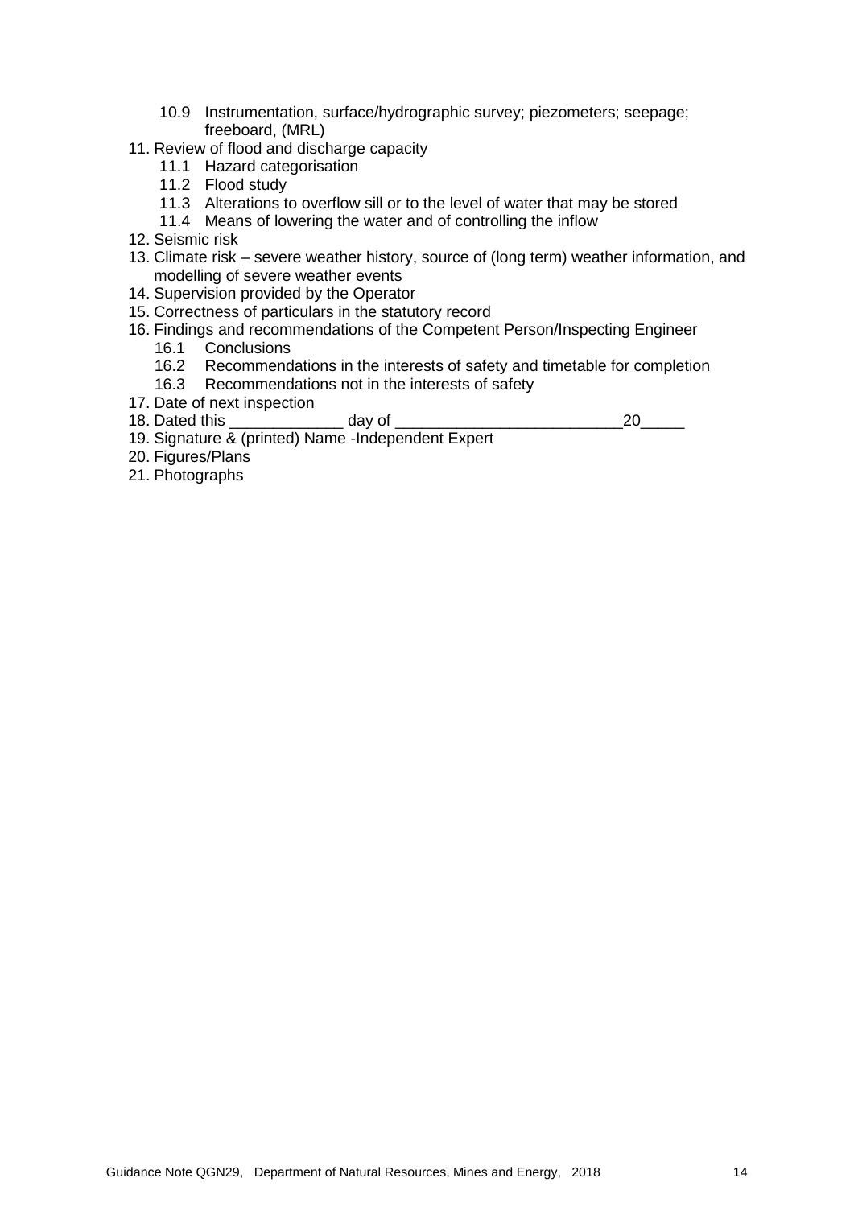10.9 Instrumentation, surface/hydrographic survey; piezometers; seepage; freeboard, (MRL)

11. Review of flood and discharge capacity
    - 11.1 Hazard categorisation
    - 11.2 Flood study
    - 11.3 Alterations to overflow sill or to the level of water that may be stored
    - 11.4 Means of lowering the water and of controlling the inflow
12. Seismic risk
13. Climate risk – severe weather history, source of (long term) weather information, and modelling of severe weather events
14. Supervision provided by the Operator
15. Correctness of particulars in the statutory record
16. Findings and recommendations of the Competent Person/Inspecting Engineer
    - 16.1 Conclusions
    - 16.2 Recommendations in the interests of safety and timetable for completion
    - 16.3 Recommendations not in the interests of safety
17. Date of next inspection
18. Dated this _____________ day of __________________________20_____
19. Signature & (printed) Name -Independent Expert
20. Figures/Plans
21. Photographs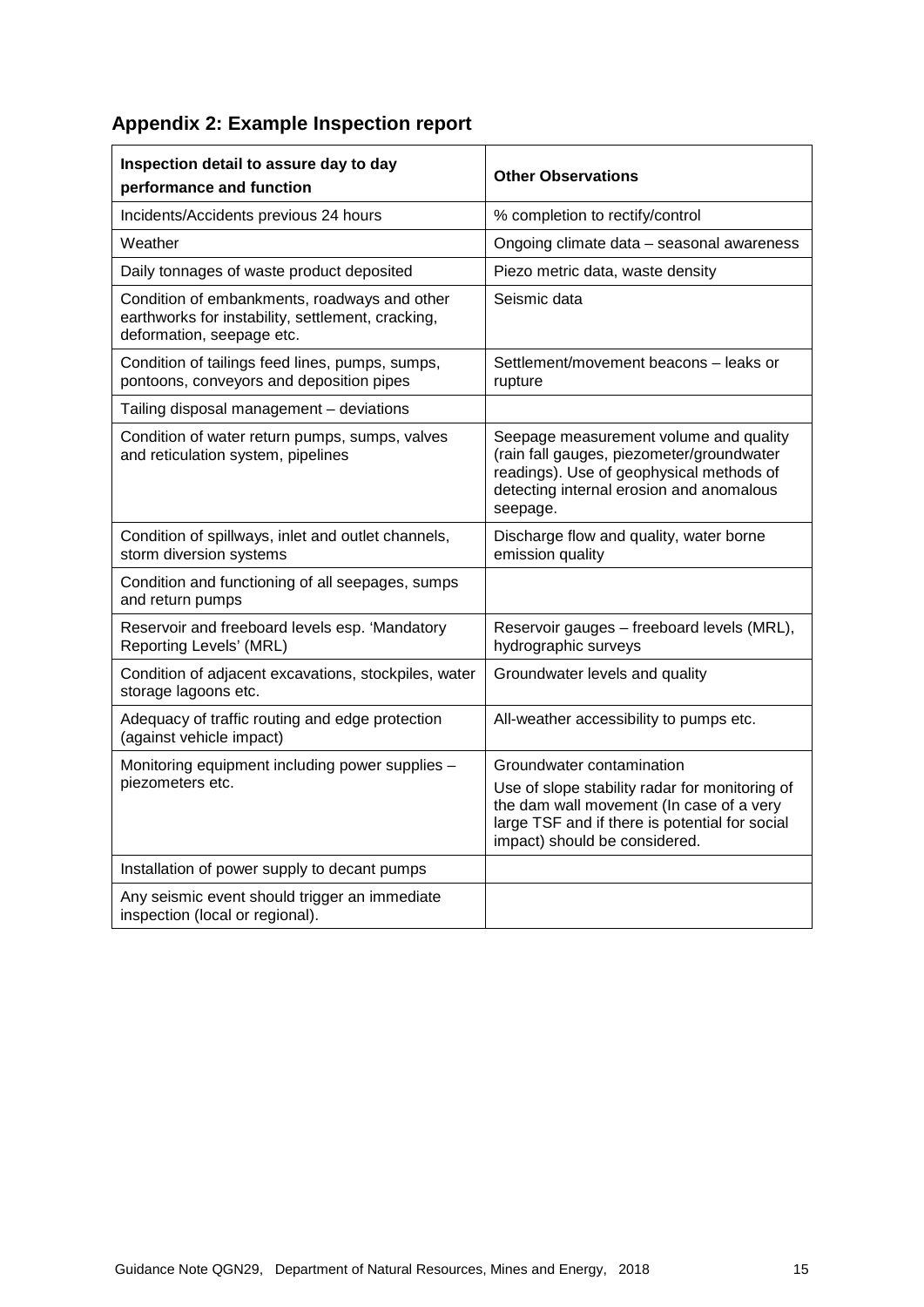## Appendix 2: Example Inspection report

| Inspection detail to assure day to day performance and function | Other Observations |
|---|---|
| Incidents/Accidents previous 24 hours | % completion to rectify/control |
| Weather | Ongoing climate data – seasonal awareness |
| Daily tonnages of waste product deposited | Piezo metric data, waste density |
| Condition of embankments, roadways and other earthworks for instability, settlement, cracking, deformation, seepage etc. | Seismic data |
| Condition of tailings feed lines, pumps, sumps, pontoons, conveyors and deposition pipes | Settlement/movement beacons – leaks or rupture |
| Tailing disposal management – deviations | |
| Condition of water return pumps, sumps, valves and reticulation system, pipelines | Seepage measurement volume and quality (rain fall gauges, piezometer/groundwater readings). Use of geophysical methods of detecting internal erosion and anomalous seepage. |
| Condition of spillways, inlet and outlet channels, storm diversion systems | Discharge flow and quality, water borne emission quality |
| Condition and functioning of all seepages, sumps and return pumps | |
| Reservoir and freeboard levels esp. 'Mandatory Reporting Levels' (MRL) | Reservoir gauges – freeboard levels (MRL), hydrographic surveys |
| Condition of adjacent excavations, stockpiles, water storage lagoons etc. | Groundwater levels and quality |
| Adequacy of traffic routing and edge protection (against vehicle impact) | All-weather accessibility to pumps etc. |
| Monitoring equipment including power supplies – piezometers etc. | Groundwater contamination<br>Use of slope stability radar for monitoring of the dam wall movement (In case of a very large TSF and if there is potential for social impact) should be considered. |
| Installation of power supply to decant pumps | |
| Any seismic event should trigger an immediate inspection (local or regional). | |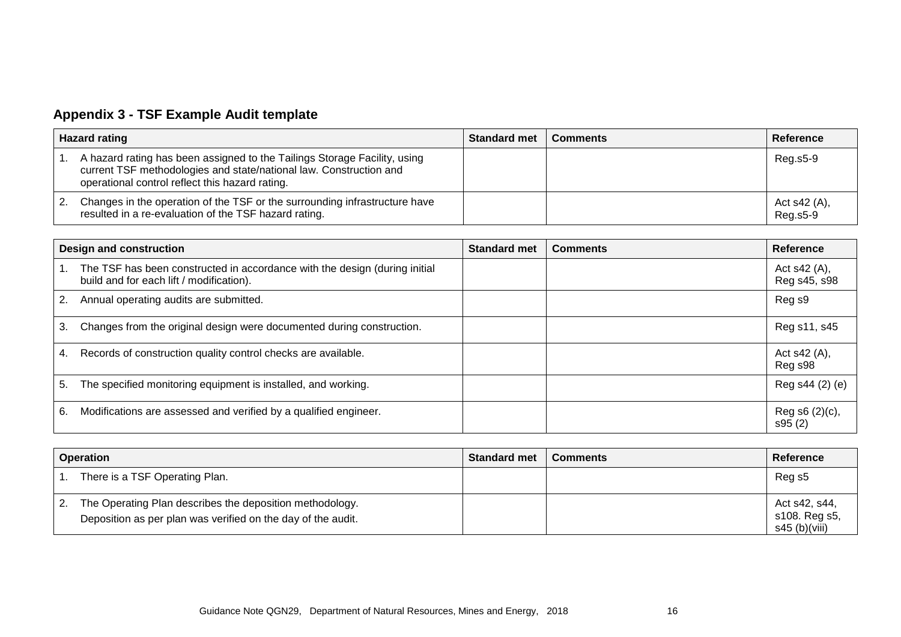## Appendix 3 - TSF Example Audit template

| Hazard rating | Standard met | Comments | Reference |
|---|---|---|---|
| 1. A hazard rating has been assigned to the Tailings Storage Facility, using current TSF methodologies and state/national law. Construction and operational control reflect this hazard rating. | | | Reg.s5-9 |
| 2. Changes in the operation of the TSF or the surrounding infrastructure have resulted in a re-evaluation of the TSF hazard rating. | | | Act s42 (A), Reg.s5-9 |

| Design and construction | Standard met | Comments | Reference |
|---|---|---|---|
| 1. The TSF has been constructed in accordance with the design (during initial build and for each lift / modification). | | | Act s42 (A), Reg s45, s98 |
| 2. Annual operating audits are submitted. | | | Reg s9 |
| 3. Changes from the original design were documented during construction. | | | Reg s11, s45 |
| 4. Records of construction quality control checks are available. | | | Act s42 (A), Reg s98 |
| 5. The specified monitoring equipment is installed, and working. | | | Reg s44 (2) (e) |
| 6. Modifications are assessed and verified by a qualified engineer. | | | Reg s6 (2)(c), s95 (2) |

| Operation | Standard met | Comments | Reference |
|---|---|---|---|
| 1. There is a TSF Operating Plan. | | | Reg s5 |
| 2. The Operating Plan describes the deposition methodology. Deposition as per plan was verified on the day of the audit. | | | Act s42, s44, s108. Reg s5, s45 (b)(viii) |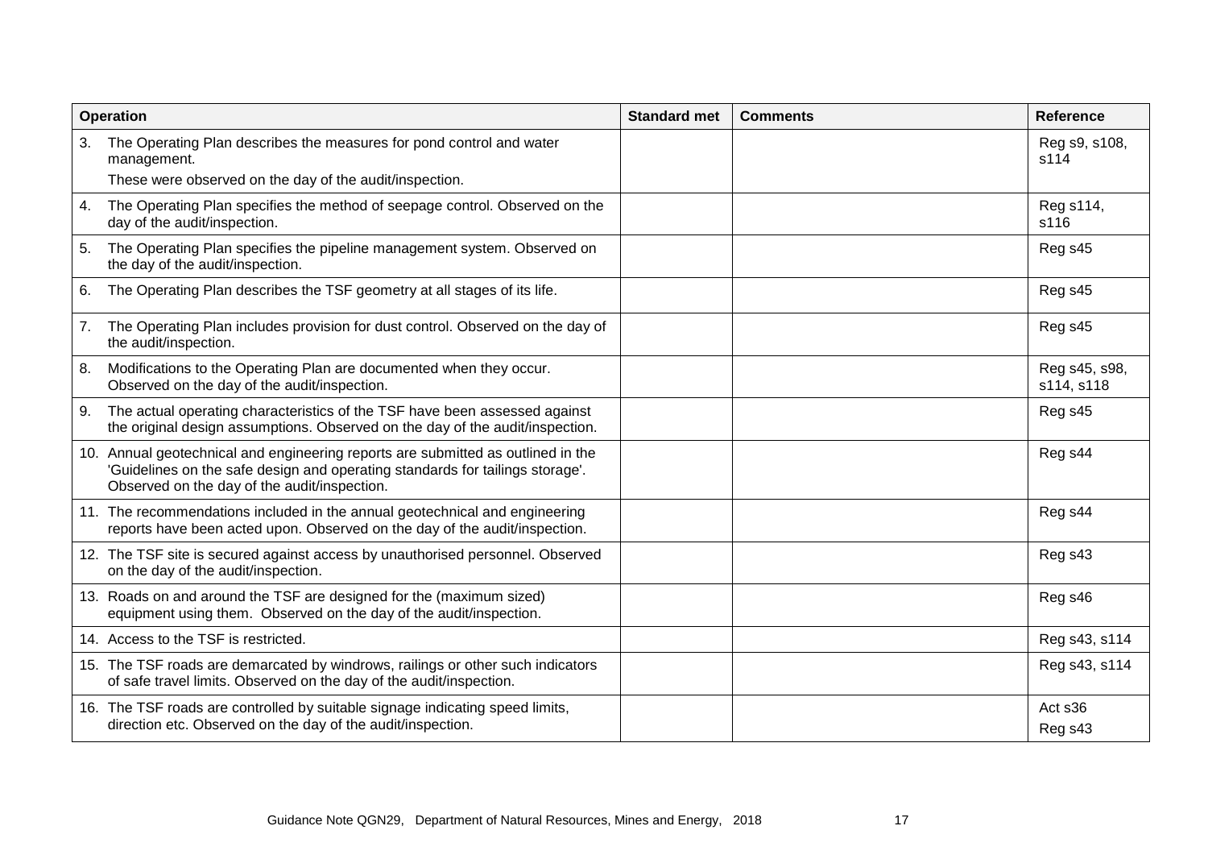| Operation | Standard met | Comments | Reference |
|---|---|---|---|
| 3. The Operating Plan describes the measures for pond control and water management. These were observed on the day of the audit/inspection. | | | Reg s9, s108, s114 |
| 4. The Operating Plan specifies the method of seepage control. Observed on the day of the audit/inspection. | | | Reg s114, s116 |
| 5. The Operating Plan specifies the pipeline management system. Observed on the day of the audit/inspection. | | | Reg s45 |
| 6. The Operating Plan describes the TSF geometry at all stages of its life. | | | Reg s45 |
| 7. The Operating Plan includes provision for dust control. Observed on the day of the audit/inspection. | | | Reg s45 |
| 8. Modifications to the Operating Plan are documented when they occur. Observed on the day of the audit/inspection. | | | Reg s45, s98, s114, s118 |
| 9. The actual operating characteristics of the TSF have been assessed against the original design assumptions. Observed on the day of the audit/inspection. | | | Reg s45 |
| 10. Annual geotechnical and engineering reports are submitted as outlined in the 'Guidelines on the safe design and operating standards for tailings storage'. Observed on the day of the audit/inspection. | | | Reg s44 |
| 11. The recommendations included in the annual geotechnical and engineering reports have been acted upon. Observed on the day of the audit/inspection. | | | Reg s44 |
| 12. The TSF site is secured against access by unauthorised personnel. Observed on the day of the audit/inspection. | | | Reg s43 |
| 13. Roads on and around the TSF are designed for the (maximum sized) equipment using them. Observed on the day of the audit/inspection. | | | Reg s46 |
| 14. Access to the TSF is restricted. | | | Reg s43, s114 |
| 15. The TSF roads are demarcated by windrows, railings or other such indicators of safe travel limits. Observed on the day of the audit/inspection. | | | Reg s43, s114 |
| 16. The TSF roads are controlled by suitable signage indicating speed limits, direction etc. Observed on the day of the audit/inspection. | | | Act s36 Reg s43 |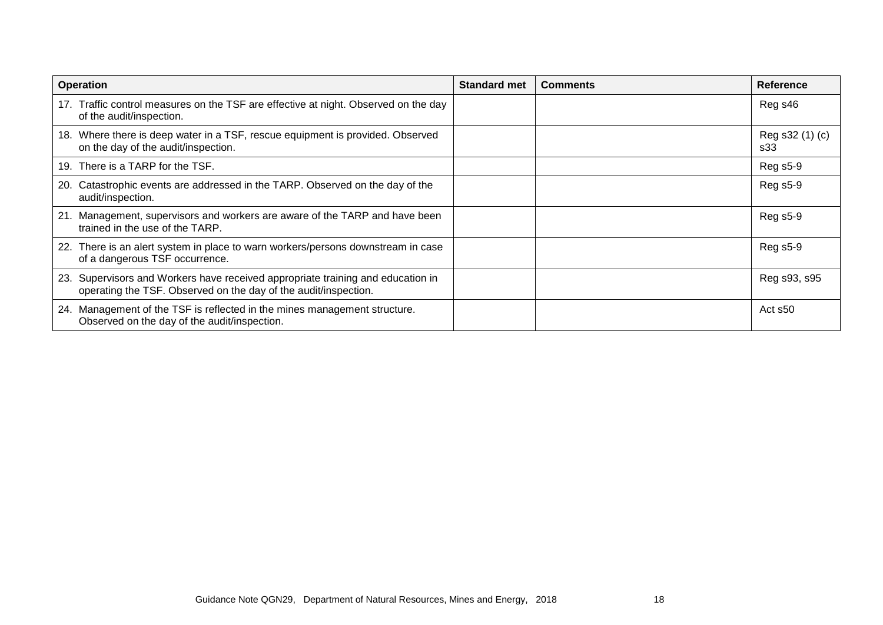| Operation | Standard met | Comments | Reference |
|---|---|---|---|
| 17. Traffic control measures on the TSF are effective at night. Observed on the day of the audit/inspection. | | | Reg s46 |
| 18. Where there is deep water in a TSF, rescue equipment is provided. Observed on the day of the audit/inspection. | | | Reg s32 (1) (c) s33 |
| 19. There is a TARP for the TSF. | | | Reg s5-9 |
| 20. Catastrophic events are addressed in the TARP. Observed on the day of the audit/inspection. | | | Reg s5-9 |
| 21. Management, supervisors and workers are aware of the TARP and have been trained in the use of the TARP. | | | Reg s5-9 |
| 22. There is an alert system in place to warn workers/persons downstream in case of a dangerous TSF occurrence. | | | Reg s5-9 |
| 23. Supervisors and Workers have received appropriate training and education in operating the TSF. Observed on the day of the audit/inspection. | | | Reg s93, s95 |
| 24. Management of the TSF is reflected in the mines management structure. Observed on the day of the audit/inspection. | | | Act s50 |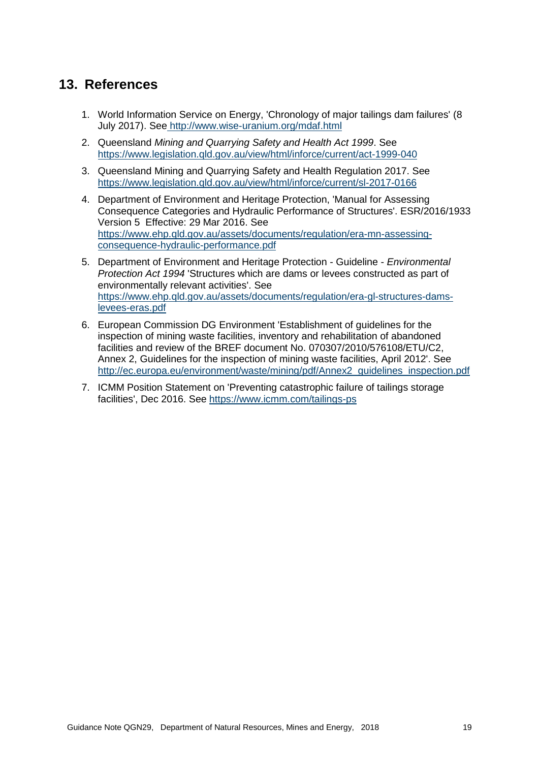## 13. References

1. World Information Service on Energy, 'Chronology of major tailings dam failures' (8 July 2017). See http://www.wise-uranium.org/mdaf.html
2. Queensland *Mining and Quarrying Safety and Health Act 1999*. See https://www.legislation.qld.gov.au/view/html/inforce/current/act-1999-040
3. Queensland Mining and Quarrying Safety and Health Regulation 2017. See https://www.legislation.qld.gov.au/view/html/inforce/current/sl-2017-0166
4. Department of Environment and Heritage Protection, 'Manual for Assessing Consequence Categories and Hydraulic Performance of Structures'. ESR/2016/1933 Version 5 Effective: 29 Mar 2016. See https://www.ehp.qld.gov.au/assets/documents/regulation/era-mn-assessing-consequence-hydraulic-performance.pdf
5. Department of Environment and Heritage Protection - Guideline - *Environmental Protection Act 1994* 'Structures which are dams or levees constructed as part of environmentally relevant activities'. See https://www.ehp.qld.gov.au/assets/documents/regulation/era-gl-structures-dams-levees-eras.pdf
6. European Commission DG Environment 'Establishment of guidelines for the inspection of mining waste facilities, inventory and rehabilitation of abandoned facilities and review of the BREF document No. 070307/2010/576108/ETU/C2, Annex 2, Guidelines for the inspection of mining waste facilities, April 2012'. See http://ec.europa.eu/environment/waste/mining/pdf/Annex2_guidelines_inspection.pdf
7. ICMM Position Statement on 'Preventing catastrophic failure of tailings storage facilities', Dec 2016. See https://www.icmm.com/tailings-ps